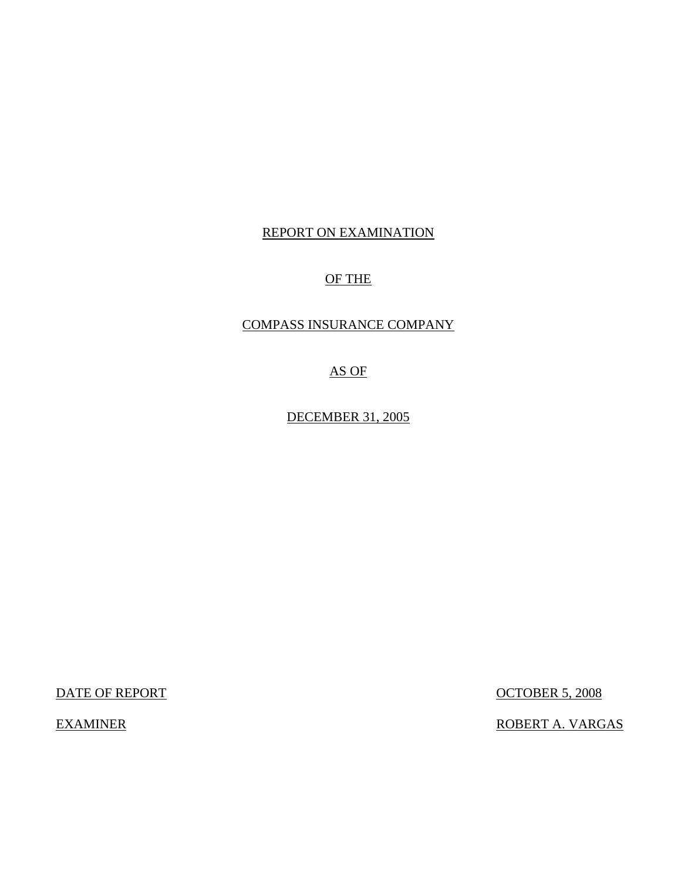REPORT ON EXAMINATION

OF THE

COMPASS INSURANCE COMPANY

AS OF

DECEMBER 31, 2005

DATE OF REPORT OCTOBER 5, 2008

EXAMINER ROBERT A. VARGAS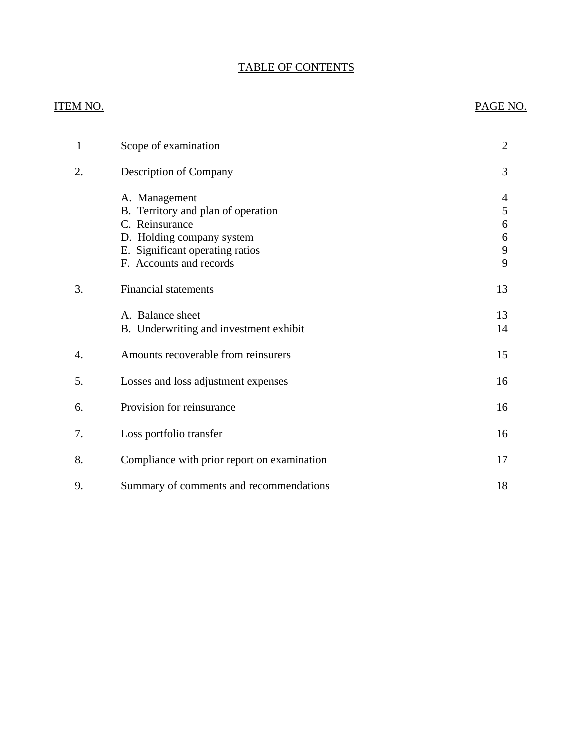# TABLE OF CONTENTS

| ITEM NO. | | PAGE NO. |
|---|---|---|
| 1 | Scope of examination | 2 |
| 2. | Description of Company | 3 |
| | A. Management | 4 |
| | B. Territory and plan of operation | 5 |
| | C. Reinsurance | 6 |
| | D. Holding company system | 6 |
| | E. Significant operating ratios | 9 |
| | F. Accounts and records | 9 |
| 3. | Financial statements | 13 |
| | A. Balance sheet | 13 |
| | B. Underwriting and investment exhibit | 14 |
| 4. | Amounts recoverable from reinsurers | 15 |
| 5. | Losses and loss adjustment expenses | 16 |
| 6. | Provision for reinsurance | 16 |
| 7. | Loss portfolio transfer | 16 |
| 8. | Compliance with prior report on examination | 17 |
| 9. | Summary of comments and recommendations | 18 |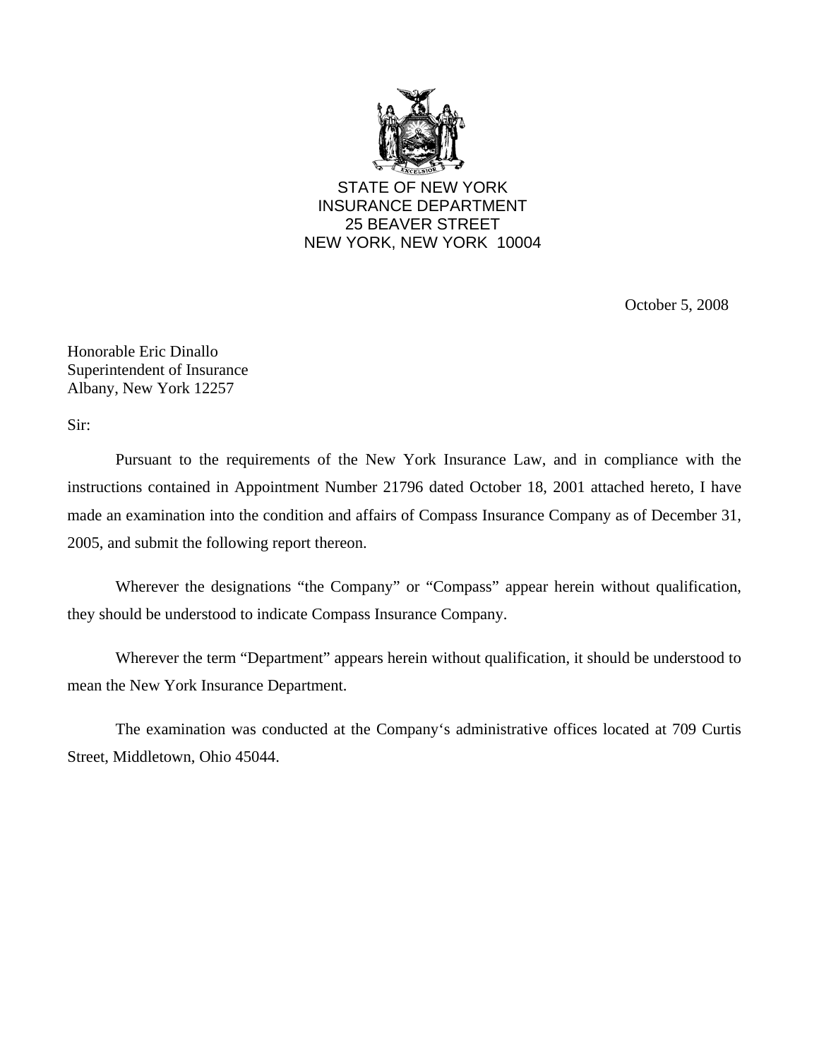STATE OF NEW YORK
INSURANCE DEPARTMENT
25 BEAVER STREET
NEW YORK, NEW YORK 10004

October 5, 2008

Honorable Eric Dinallo
Superintendent of Insurance
Albany, New York 12257

Sir:

Pursuant to the requirements of the New York Insurance Law, and in compliance with the instructions contained in Appointment Number 21796 dated October 18, 2001 attached hereto, I have made an examination into the condition and affairs of Compass Insurance Company as of December 31, 2005, and submit the following report thereon.

Wherever the designations "the Company" or "Compass" appear herein without qualification, they should be understood to indicate Compass Insurance Company.

Wherever the term "Department" appears herein without qualification, it should be understood to mean the New York Insurance Department.

The examination was conducted at the Company's administrative offices located at 709 Curtis Street, Middletown, Ohio 45044.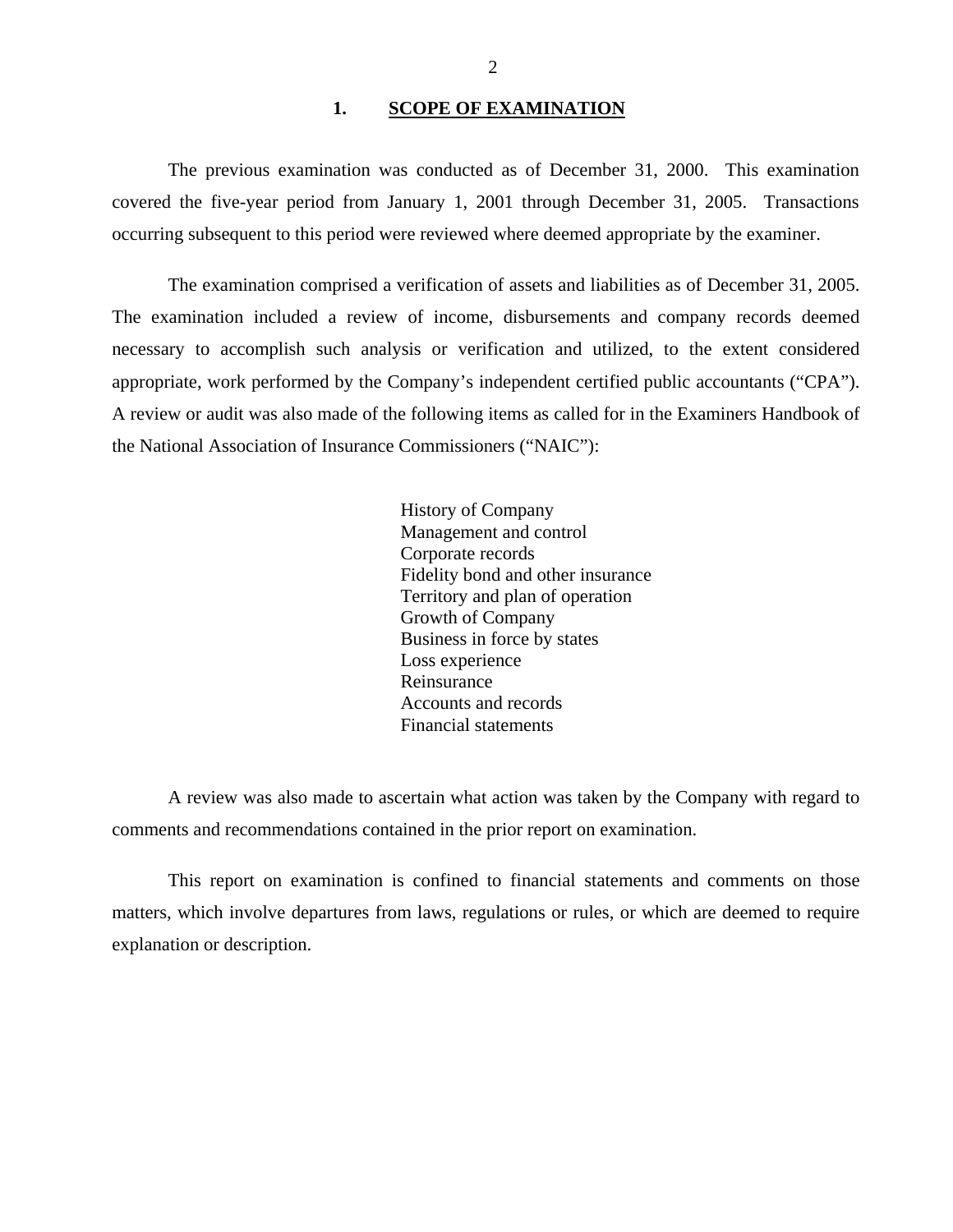## 1. SCOPE OF EXAMINATION

The previous examination was conducted as of December 31, 2000. This examination covered the five-year period from January 1, 2001 through December 31, 2005. Transactions occurring subsequent to this period were reviewed where deemed appropriate by the examiner.

The examination comprised a verification of assets and liabilities as of December 31, 2005. The examination included a review of income, disbursements and company records deemed necessary to accomplish such analysis or verification and utilized, to the extent considered appropriate, work performed by the Company's independent certified public accountants ("CPA"). A review or audit was also made of the following items as called for in the Examiners Handbook of the National Association of Insurance Commissioners ("NAIC"):

- History of Company
- Management and control
- Corporate records
- Fidelity bond and other insurance
- Territory and plan of operation
- Growth of Company
- Business in force by states
- Loss experience
- Reinsurance
- Accounts and records
- Financial statements

A review was also made to ascertain what action was taken by the Company with regard to comments and recommendations contained in the prior report on examination.

This report on examination is confined to financial statements and comments on those matters, which involve departures from laws, regulations or rules, or which are deemed to require explanation or description.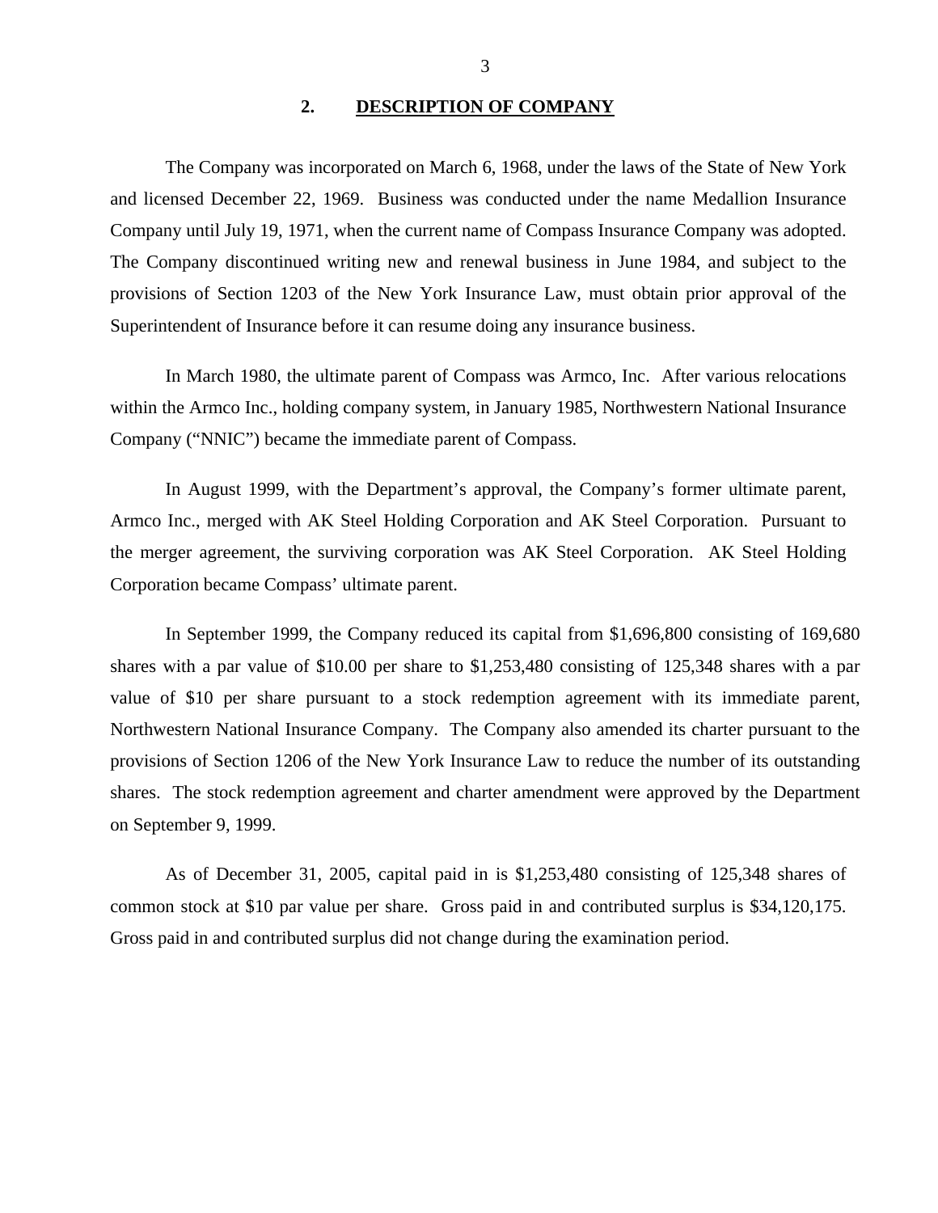## 2. DESCRIPTION OF COMPANY

The Company was incorporated on March 6, 1968, under the laws of the State of New York and licensed December 22, 1969. Business was conducted under the name Medallion Insurance Company until July 19, 1971, when the current name of Compass Insurance Company was adopted. The Company discontinued writing new and renewal business in June 1984, and subject to the provisions of Section 1203 of the New York Insurance Law, must obtain prior approval of the Superintendent of Insurance before it can resume doing any insurance business.

In March 1980, the ultimate parent of Compass was Armco, Inc. After various relocations within the Armco Inc., holding company system, in January 1985, Northwestern National Insurance Company ("NNIC") became the immediate parent of Compass.

In August 1999, with the Department's approval, the Company's former ultimate parent, Armco Inc., merged with AK Steel Holding Corporation and AK Steel Corporation. Pursuant to the merger agreement, the surviving corporation was AK Steel Corporation. AK Steel Holding Corporation became Compass' ultimate parent.

In September 1999, the Company reduced its capital from $1,696,800 consisting of 169,680 shares with a par value of $10.00 per share to $1,253,480 consisting of 125,348 shares with a par value of $10 per share pursuant to a stock redemption agreement with its immediate parent, Northwestern National Insurance Company. The Company also amended its charter pursuant to the provisions of Section 1206 of the New York Insurance Law to reduce the number of its outstanding shares. The stock redemption agreement and charter amendment were approved by the Department on September 9, 1999.

As of December 31, 2005, capital paid in is $1,253,480 consisting of 125,348 shares of common stock at $10 par value per share. Gross paid in and contributed surplus is $34,120,175. Gross paid in and contributed surplus did not change during the examination period.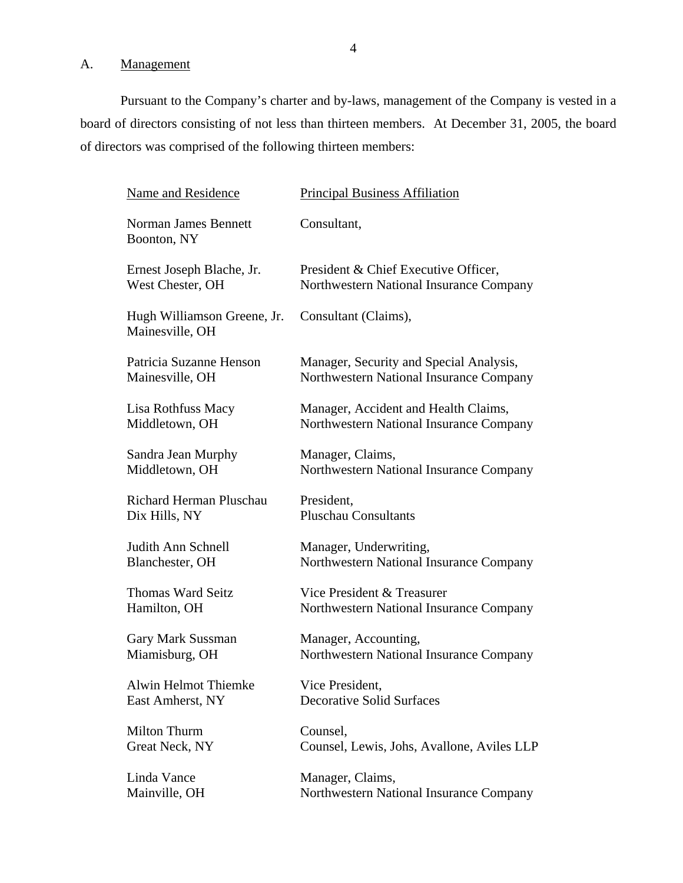## A. Management

Pursuant to the Company's charter and by-laws, management of the Company is vested in a board of directors consisting of not less than thirteen members. At December 31, 2005, the board of directors was comprised of the following thirteen members:

| Name and Residence | Principal Business Affiliation |
|---|---|
| Norman James Bennett<br>Boonton, NY | Consultant, |
| Ernest Joseph Blache, Jr.<br>West Chester, OH | President & Chief Executive Officer,<br>Northwestern National Insurance Company |
| Hugh Williamson Greene, Jr.<br>Mainesville, OH | Consultant (Claims), |
| Patricia Suzanne Henson<br>Mainesville, OH | Manager, Security and Special Analysis,<br>Northwestern National Insurance Company |
| Lisa Rothfuss Macy<br>Middletown, OH | Manager, Accident and Health Claims,<br>Northwestern National Insurance Company |
| Sandra Jean Murphy<br>Middletown, OH | Manager, Claims,<br>Northwestern National Insurance Company |
| Richard Herman Pluschau<br>Dix Hills, NY | President,<br>Pluschau Consultants |
| Judith Ann Schnell<br>Blanchester, OH | Manager, Underwriting,<br>Northwestern National Insurance Company |
| Thomas Ward Seitz<br>Hamilton, OH | Vice President & Treasurer<br>Northwestern National Insurance Company |
| Gary Mark Sussman<br>Miamisburg, OH | Manager, Accounting,<br>Northwestern National Insurance Company |
| Alwin Helmot Thiemke<br>East Amherst, NY | Vice President,<br>Decorative Solid Surfaces |
| Milton Thurm<br>Great Neck, NY | Counsel,<br>Counsel, Lewis, Johs, Avallone, Aviles LLP |
| Linda Vance<br>Mainville, OH | Manager, Claims,<br>Northwestern National Insurance Company |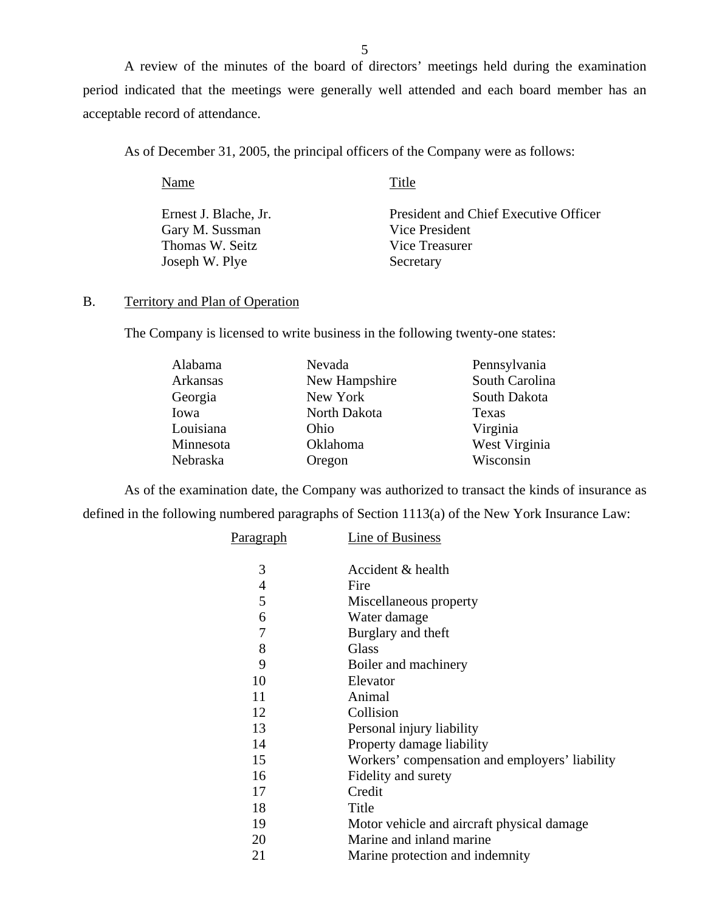A review of the minutes of the board of directors' meetings held during the examination period indicated that the meetings were generally well attended and each board member has an acceptable record of attendance.

As of December 31, 2005, the principal officers of the Company were as follows:

| Name | Title |
|---|---|
| Ernest J. Blache, Jr. | President and Chief Executive Officer |
| Gary M. Sussman | Vice President |
| Thomas W. Seitz | Vice Treasurer |
| Joseph W. Plye | Secretary |

## B. Territory and Plan of Operation

The Company is licensed to write business in the following twenty-one states:

| | | |
|---|---|---|
| Alabama | Nevada | Pennsylvania |
| Arkansas | New Hampshire | South Carolina |
| Georgia | New York | South Dakota |
| Iowa | North Dakota | Texas |
| Louisiana | Ohio | Virginia |
| Minnesota | Oklahoma | West Virginia |
| Nebraska | Oregon | Wisconsin |

As of the examination date, the Company was authorized to transact the kinds of insurance as defined in the following numbered paragraphs of Section 1113(a) of the New York Insurance Law:

| Paragraph | Line of Business |
|---|---|
| 3 | Accident & health |
| 4 | Fire |
| 5 | Miscellaneous property |
| 6 | Water damage |
| 7 | Burglary and theft |
| 8 | Glass |
| 9 | Boiler and machinery |
| 10 | Elevator |
| 11 | Animal |
| 12 | Collision |
| 13 | Personal injury liability |
| 14 | Property damage liability |
| 15 | Workers' compensation and employers' liability |
| 16 | Fidelity and surety |
| 17 | Credit |
| 18 | Title |
| 19 | Motor vehicle and aircraft physical damage |
| 20 | Marine and inland marine |
| 21 | Marine protection and indemnity |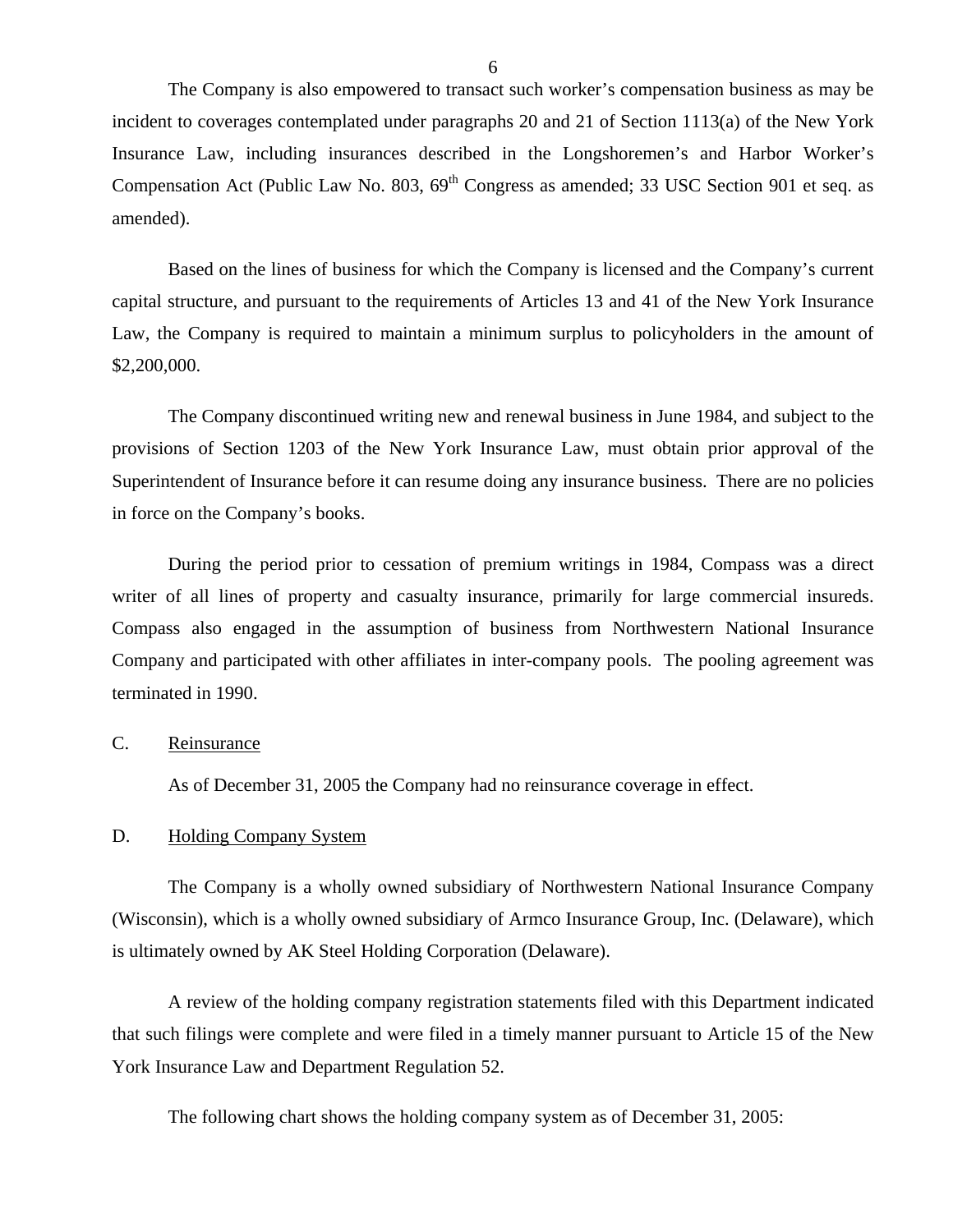The Company is also empowered to transact such worker's compensation business as may be incident to coverages contemplated under paragraphs 20 and 21 of Section 1113(a) of the New York Insurance Law, including insurances described in the Longshoremen's and Harbor Worker's Compensation Act (Public Law No. 803, 69th Congress as amended; 33 USC Section 901 et seq. as amended).

Based on the lines of business for which the Company is licensed and the Company's current capital structure, and pursuant to the requirements of Articles 13 and 41 of the New York Insurance Law, the Company is required to maintain a minimum surplus to policyholders in the amount of $2,200,000.

The Company discontinued writing new and renewal business in June 1984, and subject to the provisions of Section 1203 of the New York Insurance Law, must obtain prior approval of the Superintendent of Insurance before it can resume doing any insurance business. There are no policies in force on the Company's books.

During the period prior to cessation of premium writings in 1984, Compass was a direct writer of all lines of property and casualty insurance, primarily for large commercial insureds. Compass also engaged in the assumption of business from Northwestern National Insurance Company and participated with other affiliates in inter-company pools. The pooling agreement was terminated in 1990.

C. Reinsurance

As of December 31, 2005 the Company had no reinsurance coverage in effect.

D. Holding Company System

The Company is a wholly owned subsidiary of Northwestern National Insurance Company (Wisconsin), which is a wholly owned subsidiary of Armco Insurance Group, Inc. (Delaware), which is ultimately owned by AK Steel Holding Corporation (Delaware).

A review of the holding company registration statements filed with this Department indicated that such filings were complete and were filed in a timely manner pursuant to Article 15 of the New York Insurance Law and Department Regulation 52.

The following chart shows the holding company system as of December 31, 2005: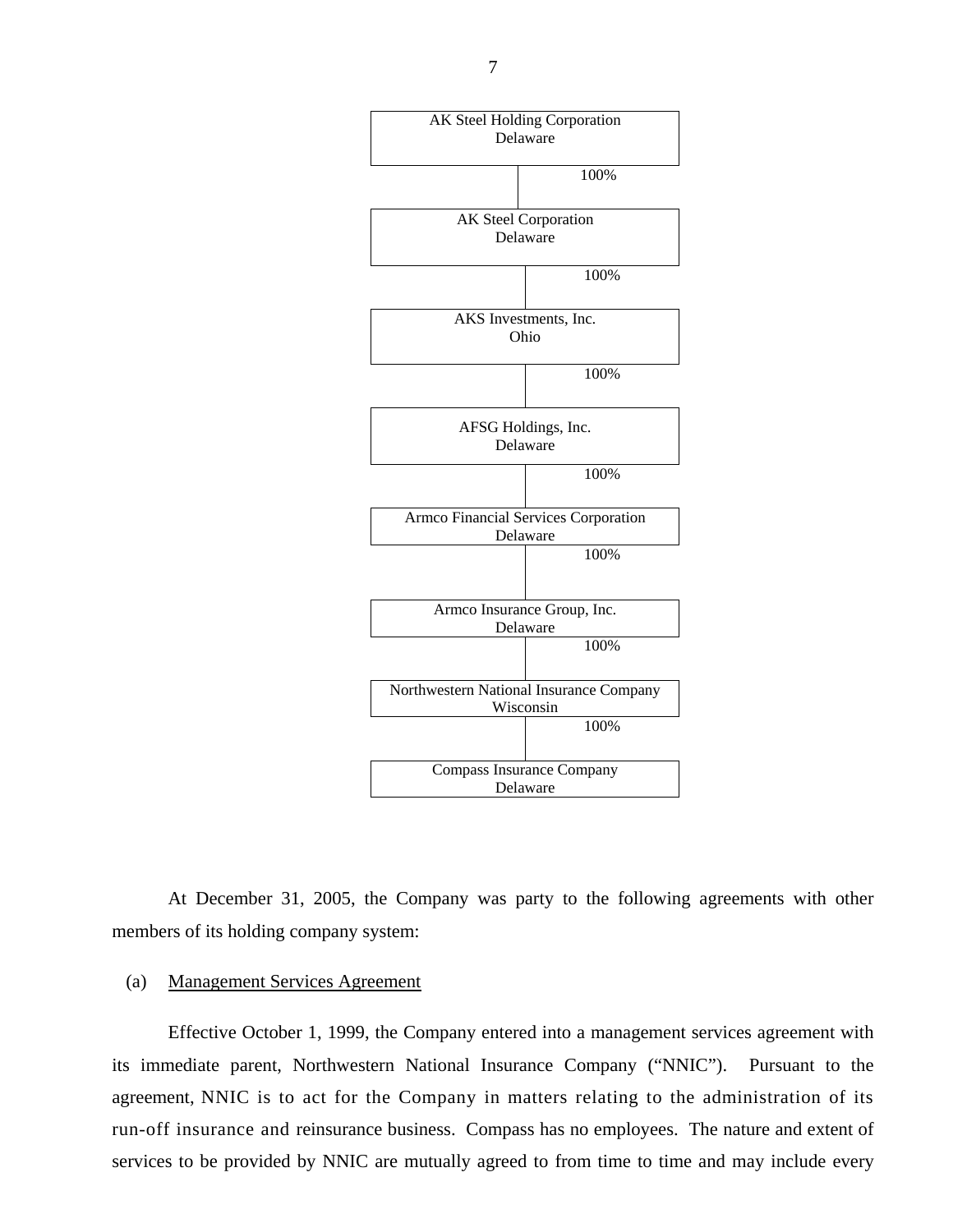AK Steel Holding Corporation
Delaware

100%

AK Steel Corporation
Delaware

100%

AKS Investments, Inc.
Ohio

100%

AFSG Holdings, Inc.
Delaware

100%

Armco Financial Services Corporation
Delaware

100%

Armco Insurance Group, Inc.
Delaware

100%

Northwestern National Insurance Company
Wisconsin

100%

Compass Insurance Company
Delaware

At December 31, 2005, the Company was party to the following agreements with other members of its holding company system:

(a) <u>Management Services Agreement</u>

Effective October 1, 1999, the Company entered into a management services agreement with its immediate parent, Northwestern National Insurance Company ("NNIC"). Pursuant to the agreement, NNIC is to act for the Company in matters relating to the administration of its run-off insurance and reinsurance business. Compass has no employees. The nature and extent of services to be provided by NNIC are mutually agreed to from time to time and may include every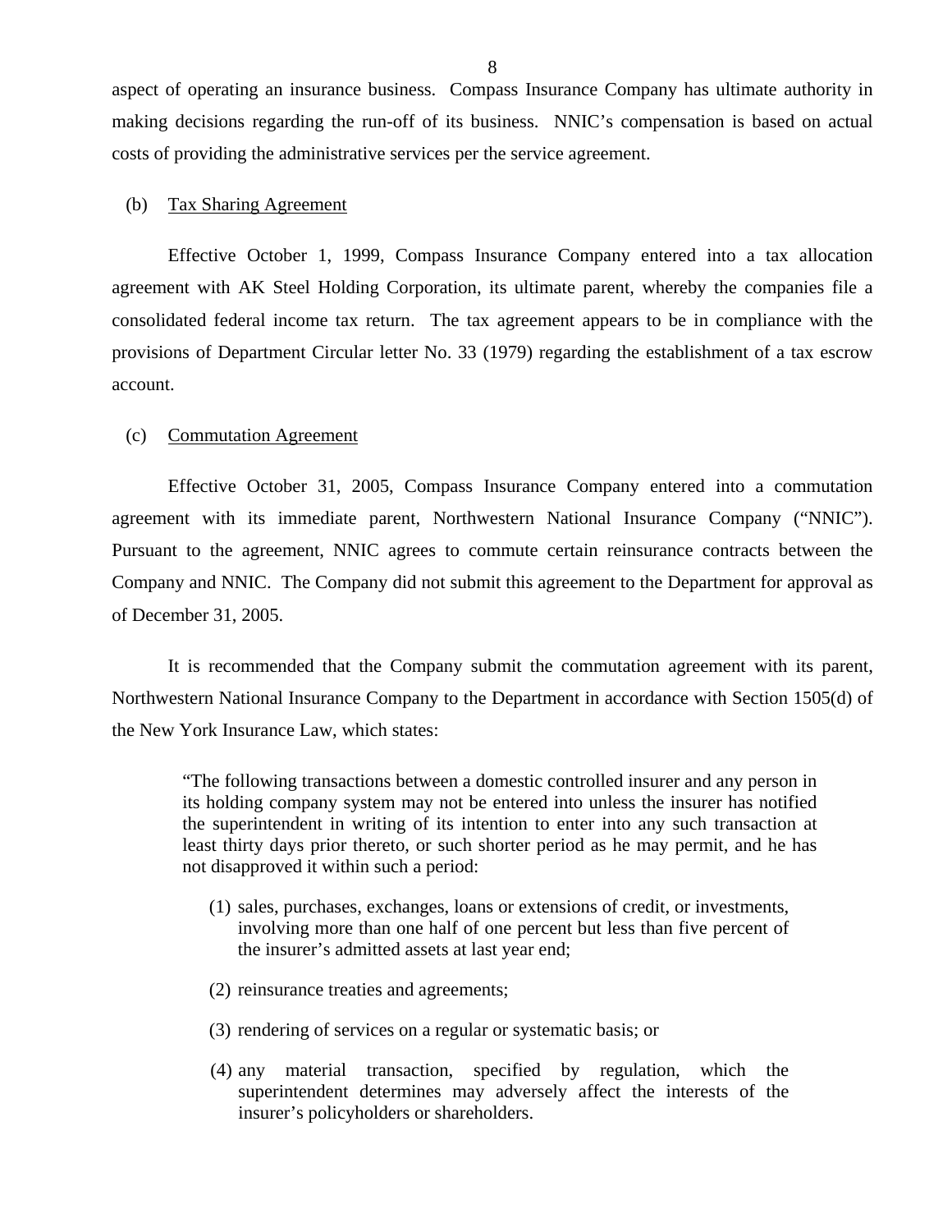aspect of operating an insurance business. Compass Insurance Company has ultimate authority in making decisions regarding the run-off of its business. NNIC's compensation is based on actual costs of providing the administrative services per the service agreement.

(b) Tax Sharing Agreement

Effective October 1, 1999, Compass Insurance Company entered into a tax allocation agreement with AK Steel Holding Corporation, its ultimate parent, whereby the companies file a consolidated federal income tax return. The tax agreement appears to be in compliance with the provisions of Department Circular letter No. 33 (1979) regarding the establishment of a tax escrow account.

(c) Commutation Agreement

Effective October 31, 2005, Compass Insurance Company entered into a commutation agreement with its immediate parent, Northwestern National Insurance Company ("NNIC"). Pursuant to the agreement, NNIC agrees to commute certain reinsurance contracts between the Company and NNIC. The Company did not submit this agreement to the Department for approval as of December 31, 2005.

It is recommended that the Company submit the commutation agreement with its parent, Northwestern National Insurance Company to the Department in accordance with Section 1505(d) of the New York Insurance Law, which states:

> "The following transactions between a domestic controlled insurer and any person in its holding company system may not be entered into unless the insurer has notified the superintendent in writing of its intention to enter into any such transaction at least thirty days prior thereto, or such shorter period as he may permit, and he has not disapproved it within such a period:
>
> (1) sales, purchases, exchanges, loans or extensions of credit, or investments, involving more than one half of one percent but less than five percent of the insurer's admitted assets at last year end;
>
> (2) reinsurance treaties and agreements;
>
> (3) rendering of services on a regular or systematic basis; or
>
> (4) any material transaction, specified by regulation, which the superintendent determines may adversely affect the interests of the insurer's policyholders or shareholders.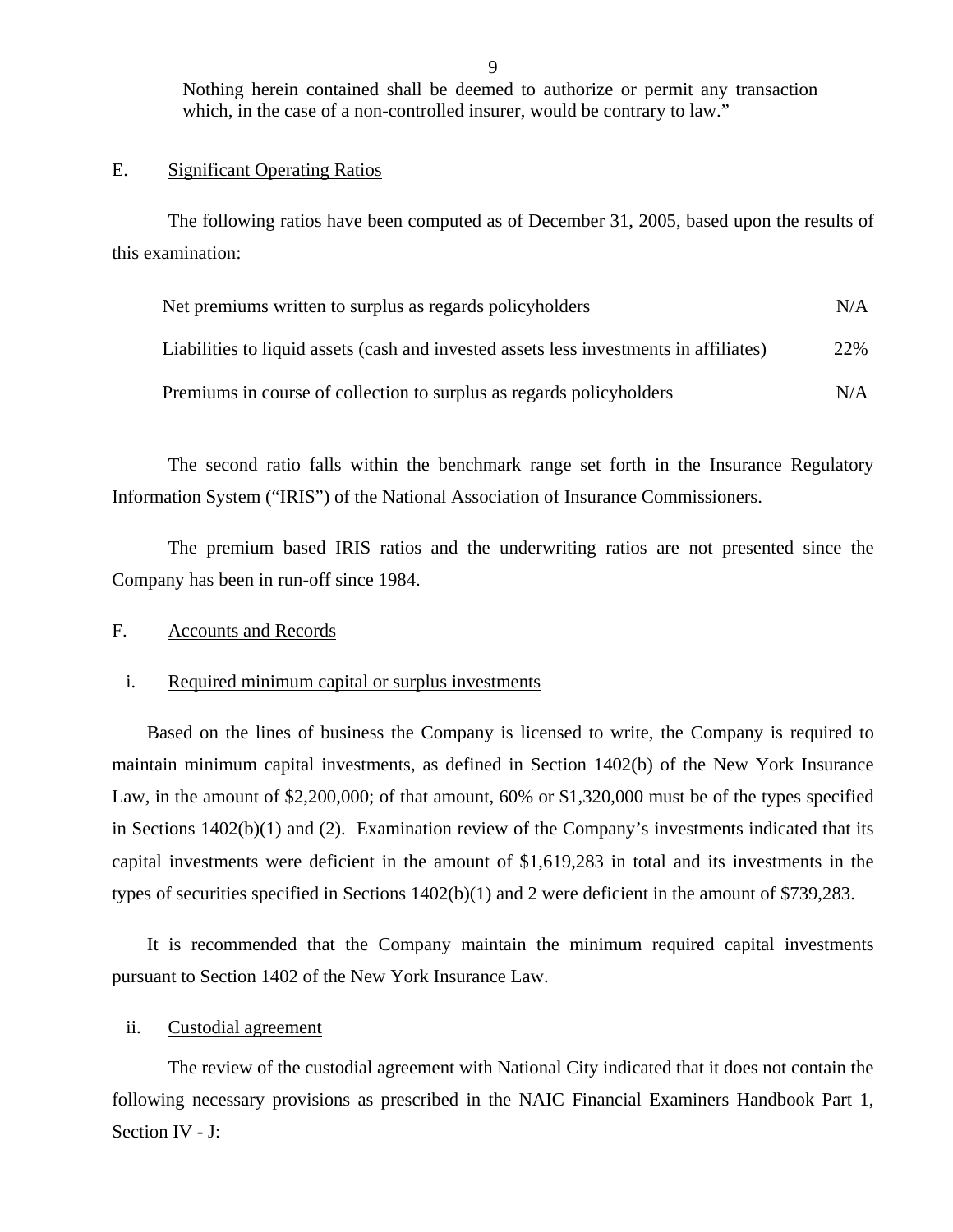Nothing herein contained shall be deemed to authorize or permit any transaction which, in the case of a non-controlled insurer, would be contrary to law."

E. Significant Operating Ratios

The following ratios have been computed as of December 31, 2005, based upon the results of this examination:

| | |
|---|---|
| Net premiums written to surplus as regards policyholders | N/A |
| Liabilities to liquid assets (cash and invested assets less investments in affiliates) | 22% |
| Premiums in course of collection to surplus as regards policyholders | N/A |

The second ratio falls within the benchmark range set forth in the Insurance Regulatory Information System ("IRIS") of the National Association of Insurance Commissioners.

The premium based IRIS ratios and the underwriting ratios are not presented since the Company has been in run-off since 1984.

F. Accounts and Records

i. Required minimum capital or surplus investments

Based on the lines of business the Company is licensed to write, the Company is required to maintain minimum capital investments, as defined in Section 1402(b) of the New York Insurance Law, in the amount of $2,200,000; of that amount, 60% or $1,320,000 must be of the types specified in Sections 1402(b)(1) and (2). Examination review of the Company's investments indicated that its capital investments were deficient in the amount of $1,619,283 in total and its investments in the types of securities specified in Sections 1402(b)(1) and 2 were deficient in the amount of $739,283.

It is recommended that the Company maintain the minimum required capital investments pursuant to Section 1402 of the New York Insurance Law.

ii. Custodial agreement

The review of the custodial agreement with National City indicated that it does not contain the following necessary provisions as prescribed in the NAIC Financial Examiners Handbook Part 1, Section IV - J: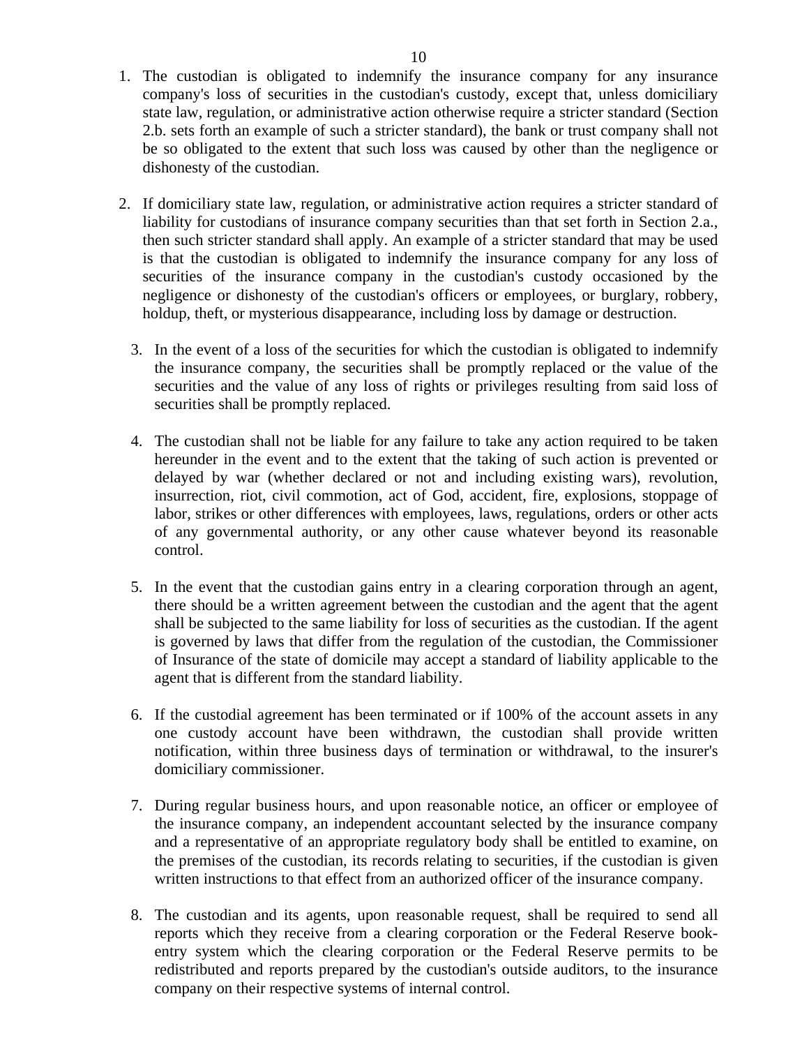1. The custodian is obligated to indemnify the insurance company for any insurance company's loss of securities in the custodian's custody, except that, unless domiciliary state law, regulation, or administrative action otherwise require a stricter standard (Section 2.b. sets forth an example of such a stricter standard), the bank or trust company shall not be so obligated to the extent that such loss was caused by other than the negligence or dishonesty of the custodian.

2. If domiciliary state law, regulation, or administrative action requires a stricter standard of liability for custodians of insurance company securities than that set forth in Section 2.a., then such stricter standard shall apply. An example of a stricter standard that may be used is that the custodian is obligated to indemnify the insurance company for any loss of securities of the insurance company in the custodian's custody occasioned by the negligence or dishonesty of the custodian's officers or employees, or burglary, robbery, holdup, theft, or mysterious disappearance, including loss by damage or destruction.

3. In the event of a loss of the securities for which the custodian is obligated to indemnify the insurance company, the securities shall be promptly replaced or the value of the securities and the value of any loss of rights or privileges resulting from said loss of securities shall be promptly replaced.

4. The custodian shall not be liable for any failure to take any action required to be taken hereunder in the event and to the extent that the taking of such action is prevented or delayed by war (whether declared or not and including existing wars), revolution, insurrection, riot, civil commotion, act of God, accident, fire, explosions, stoppage of labor, strikes or other differences with employees, laws, regulations, orders or other acts of any governmental authority, or any other cause whatever beyond its reasonable control.

5. In the event that the custodian gains entry in a clearing corporation through an agent, there should be a written agreement between the custodian and the agent that the agent shall be subjected to the same liability for loss of securities as the custodian. If the agent is governed by laws that differ from the regulation of the custodian, the Commissioner of Insurance of the state of domicile may accept a standard of liability applicable to the agent that is different from the standard liability.

6. If the custodial agreement has been terminated or if 100% of the account assets in any one custody account have been withdrawn, the custodian shall provide written notification, within three business days of termination or withdrawal, to the insurer's domiciliary commissioner.

7. During regular business hours, and upon reasonable notice, an officer or employee of the insurance company, an independent accountant selected by the insurance company and a representative of an appropriate regulatory body shall be entitled to examine, on the premises of the custodian, its records relating to securities, if the custodian is given written instructions to that effect from an authorized officer of the insurance company.

8. The custodian and its agents, upon reasonable request, shall be required to send all reports which they receive from a clearing corporation or the Federal Reserve book-entry system which the clearing corporation or the Federal Reserve permits to be redistributed and reports prepared by the custodian's outside auditors, to the insurance company on their respective systems of internal control.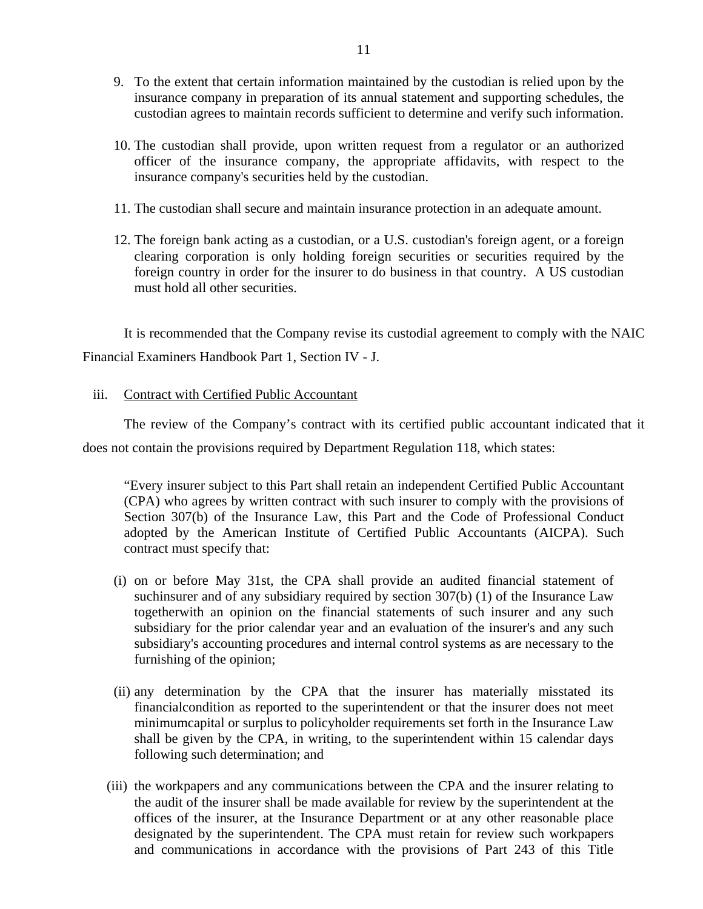9. To the extent that certain information maintained by the custodian is relied upon by the insurance company in preparation of its annual statement and supporting schedules, the custodian agrees to maintain records sufficient to determine and verify such information.

10. The custodian shall provide, upon written request from a regulator or an authorized officer of the insurance company, the appropriate affidavits, with respect to the insurance company's securities held by the custodian.

11. The custodian shall secure and maintain insurance protection in an adequate amount.

12. The foreign bank acting as a custodian, or a U.S. custodian's foreign agent, or a foreign clearing corporation is only holding foreign securities or securities required by the foreign country in order for the insurer to do business in that country. A US custodian must hold all other securities.

It is recommended that the Company revise its custodial agreement to comply with the NAIC Financial Examiners Handbook Part 1, Section IV - J.

iii. Contract with Certified Public Accountant

The review of the Company's contract with its certified public accountant indicated that it does not contain the provisions required by Department Regulation 118, which states:

> "Every insurer subject to this Part shall retain an independent Certified Public Accountant (CPA) who agrees by written contract with such insurer to comply with the provisions of Section 307(b) of the Insurance Law, this Part and the Code of Professional Conduct adopted by the American Institute of Certified Public Accountants (AICPA). Such contract must specify that:
>
> (i) on or before May 31st, the CPA shall provide an audited financial statement of suchinsurer and of any subsidiary required by section 307(b) (1) of the Insurance Law togetherwith an opinion on the financial statements of such insurer and any such subsidiary for the prior calendar year and an evaluation of the insurer's and any such subsidiary's accounting procedures and internal control systems as are necessary to the furnishing of the opinion;
>
> (ii) any determination by the CPA that the insurer has materially misstated its financialcondition as reported to the superintendent or that the insurer does not meet minimumcapital or surplus to policyholder requirements set forth in the Insurance Law shall be given by the CPA, in writing, to the superintendent within 15 calendar days following such determination; and
>
> (iii) the workpapers and any communications between the CPA and the insurer relating to the audit of the insurer shall be made available for review by the superintendent at the offices of the insurer, at the Insurance Department or at any other reasonable place designated by the superintendent. The CPA must retain for review such workpapers and communications in accordance with the provisions of Part 243 of this Title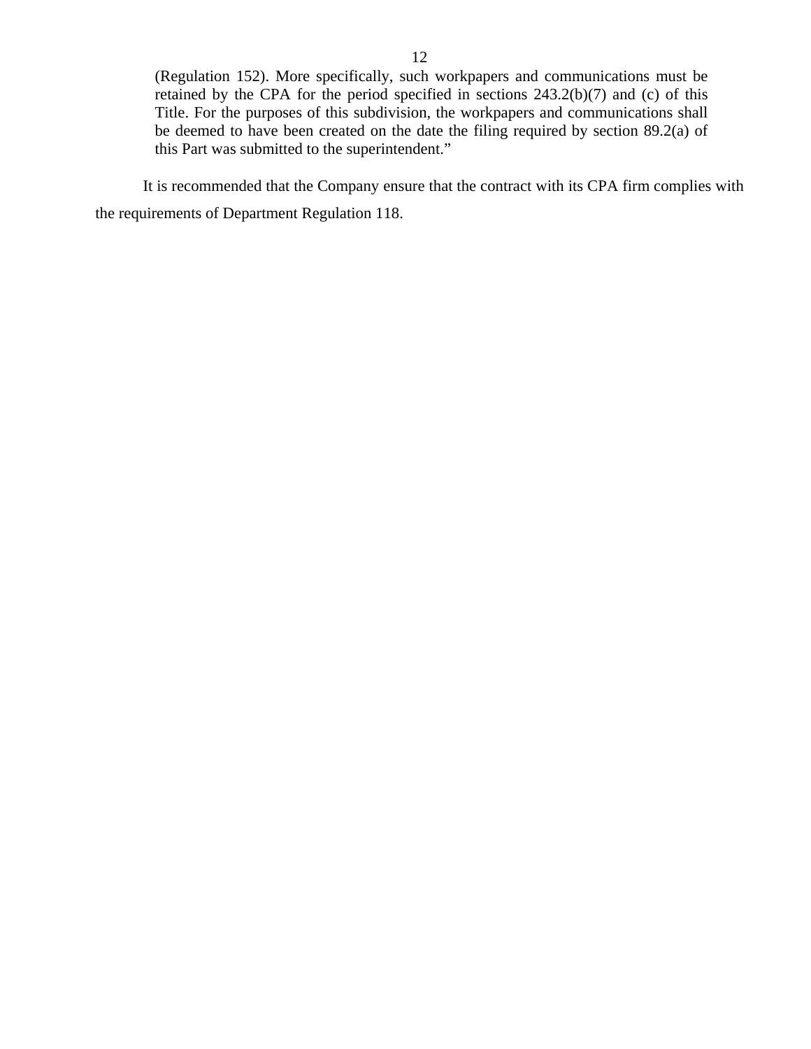> (Regulation 152). More specifically, such workpapers and communications must be retained by the CPA for the period specified in sections 243.2(b)(7) and (c) of this Title. For the purposes of this subdivision, the workpapers and communications shall be deemed to have been created on the date the filing required by section 89.2(a) of this Part was submitted to the superintendent."

It is recommended that the Company ensure that the contract with its CPA firm complies with the requirements of Department Regulation 118.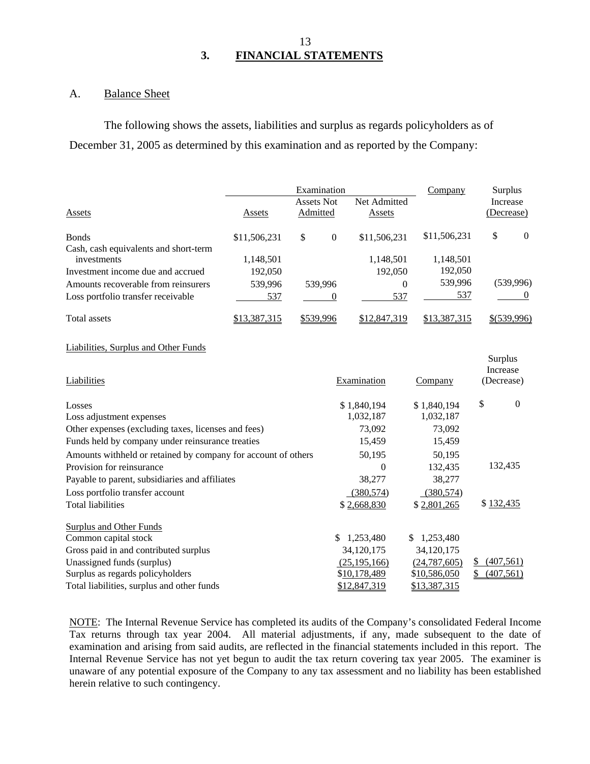## 3. FINANCIAL STATEMENTS

### A. Balance Sheet

The following shows the assets, liabilities and surplus as regards policyholders as of December 31, 2005 as determined by this examination and as reported by the Company:

| | Examination | | | Company | Surplus |
|---|---|---|---|---|---|
| Assets | Assets | Assets Not Admitted | Net Admitted Assets | | Increase (Decrease) |
| Bonds | $11,506,231 | $ 0 | $11,506,231 | $11,506,231 | $ 0 |
| Cash, cash equivalents and short-term investments | 1,148,501 | | 1,148,501 | 1,148,501 | |
| Investment income due and accrued | 192,050 | | 192,050 | 192,050 | |
| Amounts recoverable from reinsurers | 539,996 | 539,996 | 0 | 539,996 | (539,996) |
| Loss portfolio transfer receivable | 537 | 0 | 537 | 537 | 0 |
| Total assets | $13,387,315 | $539,996 | $12,847,319 | $13,387,315 | $(539,996) |

Liabilities, Surplus and Other Funds

| Liabilities | Examination | Company | Surplus Increase (Decrease) |
|---|---|---|---|
| Losses | $ 1,840,194 | $ 1,840,194 | $ 0 |
| Loss adjustment expenses | 1,032,187 | 1,032,187 | |
| Other expenses (excluding taxes, licenses and fees) | 73,092 | 73,092 | |
| Funds held by company under reinsurance treaties | 15,459 | 15,459 | |
| Amounts withheld or retained by company for account of others | 50,195 | 50,195 | |
| Provision for reinsurance | 0 | 132,435 | 132,435 |
| Payable to parent, subsidiaries and affiliates | 38,277 | 38,277 | |
| Loss portfolio transfer account | (380,574) | (380,574) | |
| Total liabilities | $ 2,668,830 | $ 2,801,265 | $ 132,435 |
| **Surplus and Other Funds** | | | |
| Common capital stock | $ 1,253,480 | $ 1,253,480 | |
| Gross paid in and contributed surplus | 34,120,175 | 34,120,175 | |
| Unassigned funds (surplus) | (25,195,166) | (24,787,605) | $ (407,561) |
| Surplus as regards policyholders | $10,178,489 | $10,586,050 | $ (407,561) |
| Total liabilities, surplus and other funds | $12,847,319 | $13,387,315 | |

NOTE: The Internal Revenue Service has completed its audits of the Company's consolidated Federal Income Tax returns through tax year 2004. All material adjustments, if any, made subsequent to the date of examination and arising from said audits, are reflected in the financial statements included in this report. The Internal Revenue Service has not yet begun to audit the tax return covering tax year 2005. The examiner is unaware of any potential exposure of the Company to any tax assessment and no liability has been established herein relative to such contingency.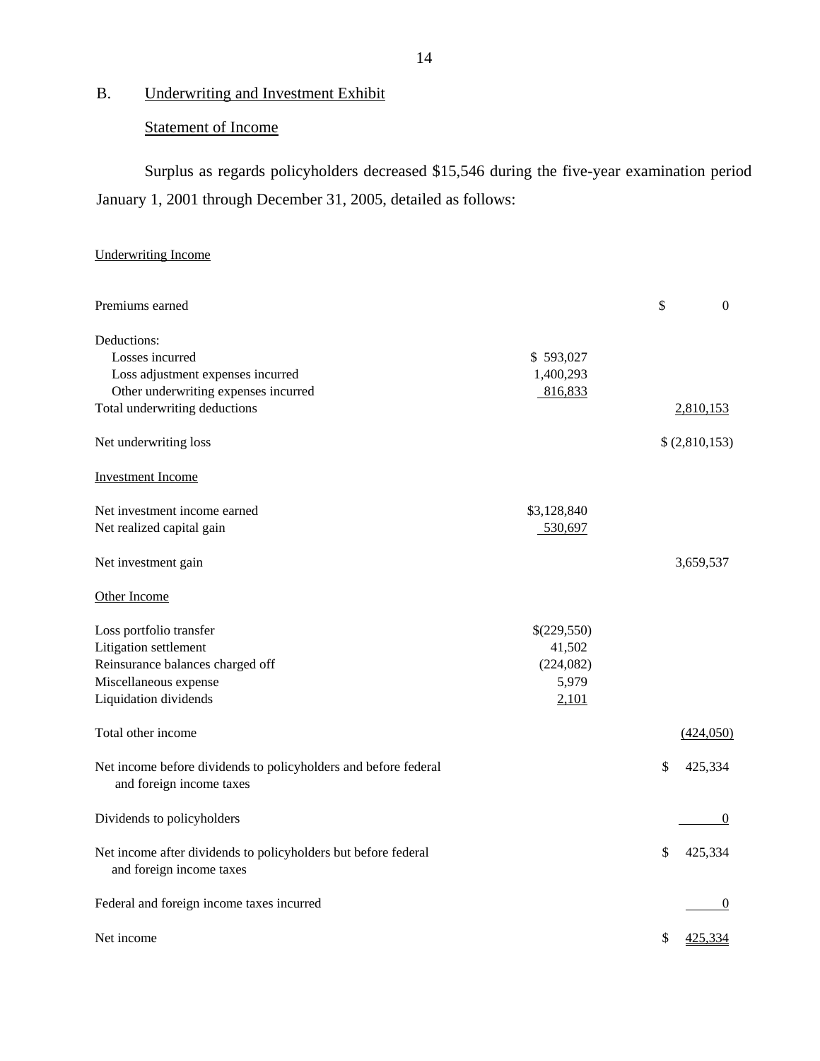## B. Underwriting and Investment Exhibit

### Statement of Income

Surplus as regards policyholders decreased $15,546 during the five-year examination period January 1, 2001 through December 31, 2005, detailed as follows:

| | | |
|---|---|---|
| **Underwriting Income** | | |
| Premiums earned | | $ 0 |
| Deductions: | | |
| Losses incurred | $ 593,027 | |
| Loss adjustment expenses incurred | 1,400,293 | |
| Other underwriting expenses incurred | 816,833 | |
| Total underwriting deductions | | 2,810,153 |
| Net underwriting loss | | $ (2,810,153) |
| **Investment Income** | | |
| Net investment income earned | $3,128,840 | |
| Net realized capital gain | 530,697 | |
| Net investment gain | | 3,659,537 |
| **Other Income** | | |
| Loss portfolio transfer | $(229,550) | |
| Litigation settlement | 41,502 | |
| Reinsurance balances charged off | (224,082) | |
| Miscellaneous expense | 5,979 | |
| Liquidation dividends | 2,101 | |
| Total other income | | (424,050) |
| Net income before dividends to policyholders and before federal and foreign income taxes | | $ 425,334 |
| Dividends to policyholders | | 0 |
| Net income after dividends to policyholders but before federal and foreign income taxes | | $ 425,334 |
| Federal and foreign income taxes incurred | | 0 |
| Net income | | $ 425,334 |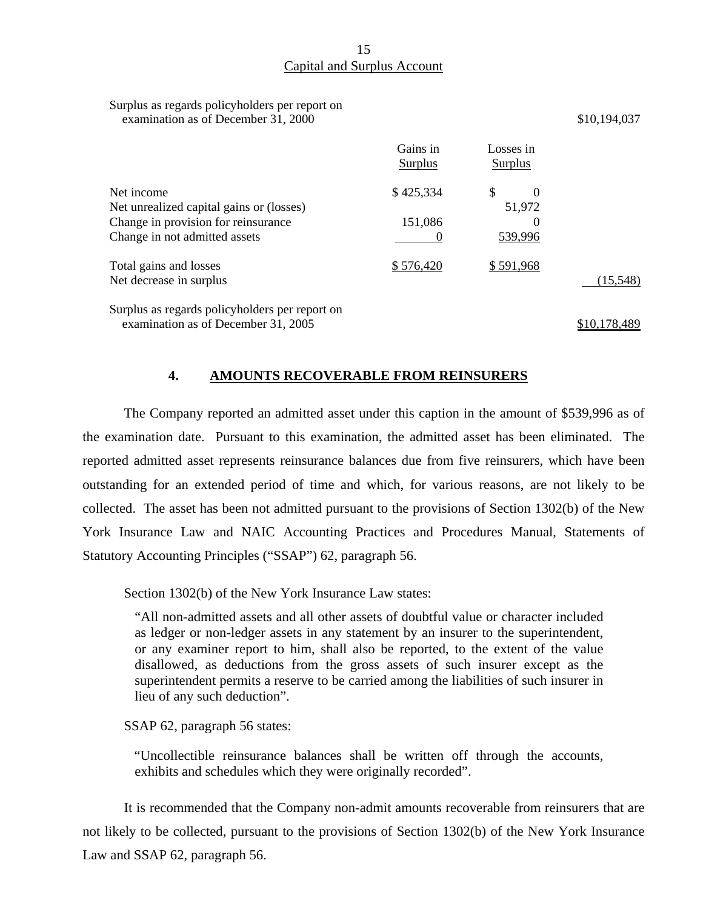## Capital and Surplus Account

| | Gains in Surplus | Losses in Surplus | |
|---|---|---|---|
| Surplus as regards policyholders per report on examination as of December 31, 2000 | | | $10,194,037 |
| Net income | $ 425,334 | $ 0 | |
| Net unrealized capital gains or (losses) | | 51,972 | |
| Change in provision for reinsurance | 151,086 | 0 | |
| Change in not admitted assets | 0 | 539,996 | |
| Total gains and losses | $ 576,420 | $ 591,968 | |
| Net decrease in surplus | | | (15,548) |
| Surplus as regards policyholders per report on examination as of December 31, 2005 | | | $10,178,489 |

## 4. AMOUNTS RECOVERABLE FROM REINSURERS

The Company reported an admitted asset under this caption in the amount of $539,996 as of the examination date. Pursuant to this examination, the admitted asset has been eliminated. The reported admitted asset represents reinsurance balances due from five reinsurers, which have been outstanding for an extended period of time and which, for various reasons, are not likely to be collected. The asset has been not admitted pursuant to the provisions of Section 1302(b) of the New York Insurance Law and NAIC Accounting Practices and Procedures Manual, Statements of Statutory Accounting Principles ("SSAP") 62, paragraph 56.

Section 1302(b) of the New York Insurance Law states:

> "All non-admitted assets and all other assets of doubtful value or character included as ledger or non-ledger assets in any statement by an insurer to the superintendent, or any examiner report to him, shall also be reported, to the extent of the value disallowed, as deductions from the gross assets of such insurer except as the superintendent permits a reserve to be carried among the liabilities of such insurer in lieu of any such deduction".

SSAP 62, paragraph 56 states:

> "Uncollectible reinsurance balances shall be written off through the accounts, exhibits and schedules which they were originally recorded".

It is recommended that the Company non-admit amounts recoverable from reinsurers that are not likely to be collected, pursuant to the provisions of Section 1302(b) of the New York Insurance Law and SSAP 62, paragraph 56.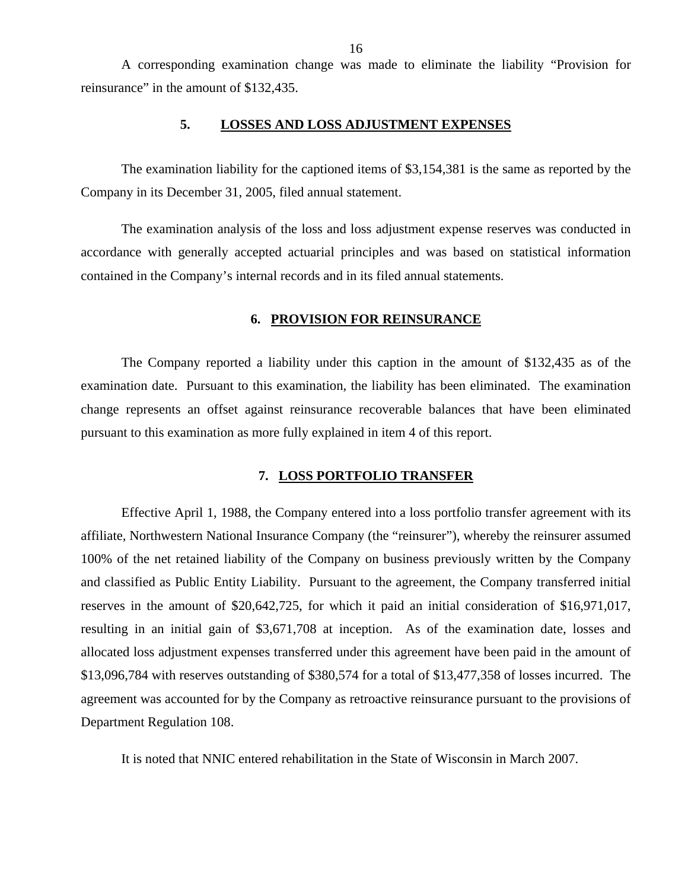A corresponding examination change was made to eliminate the liability "Provision for reinsurance" in the amount of $132,435.

## 5. LOSSES AND LOSS ADJUSTMENT EXPENSES

The examination liability for the captioned items of $3,154,381 is the same as reported by the Company in its December 31, 2005, filed annual statement.

The examination analysis of the loss and loss adjustment expense reserves was conducted in accordance with generally accepted actuarial principles and was based on statistical information contained in the Company's internal records and in its filed annual statements.

## 6. PROVISION FOR REINSURANCE

The Company reported a liability under this caption in the amount of $132,435 as of the examination date. Pursuant to this examination, the liability has been eliminated. The examination change represents an offset against reinsurance recoverable balances that have been eliminated pursuant to this examination as more fully explained in item 4 of this report.

## 7. LOSS PORTFOLIO TRANSFER

Effective April 1, 1988, the Company entered into a loss portfolio transfer agreement with its affiliate, Northwestern National Insurance Company (the "reinsurer"), whereby the reinsurer assumed 100% of the net retained liability of the Company on business previously written by the Company and classified as Public Entity Liability. Pursuant to the agreement, the Company transferred initial reserves in the amount of $20,642,725, for which it paid an initial consideration of $16,971,017, resulting in an initial gain of $3,671,708 at inception. As of the examination date, losses and allocated loss adjustment expenses transferred under this agreement have been paid in the amount of $13,096,784 with reserves outstanding of $380,574 for a total of $13,477,358 of losses incurred. The agreement was accounted for by the Company as retroactive reinsurance pursuant to the provisions of Department Regulation 108.

It is noted that NNIC entered rehabilitation in the State of Wisconsin in March 2007.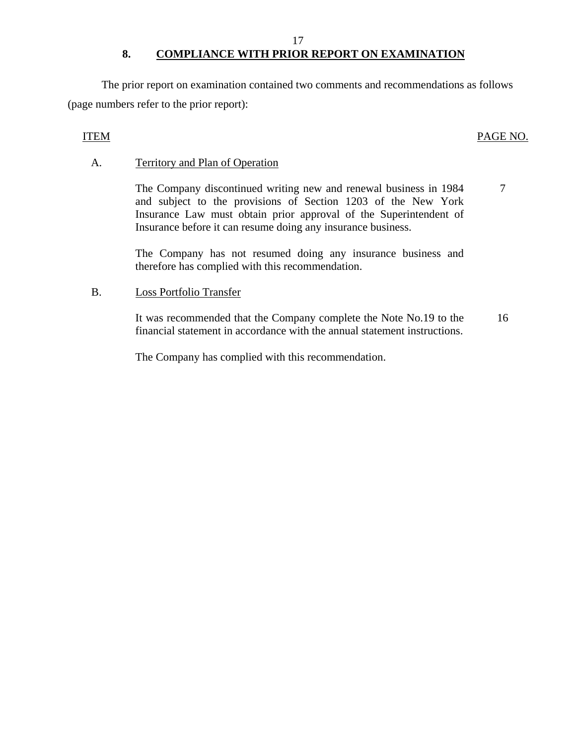## 8. COMPLIANCE WITH PRIOR REPORT ON EXAMINATION

The prior report on examination contained two comments and recommendations as follows (page numbers refer to the prior report):

| ITEM | | PAGE NO. |
|---|---|---|
| A. | Territory and Plan of Operation | |
| | The Company discontinued writing new and renewal business in 1984 and subject to the provisions of Section 1203 of the New York Insurance Law must obtain prior approval of the Superintendent of Insurance before it can resume doing any insurance business. | 7 |
| | The Company has not resumed doing any insurance business and therefore has complied with this recommendation. | |
| B. | Loss Portfolio Transfer | |
| | It was recommended that the Company complete the Note No.19 to the financial statement in accordance with the annual statement instructions. | 16 |
| | The Company has complied with this recommendation. | |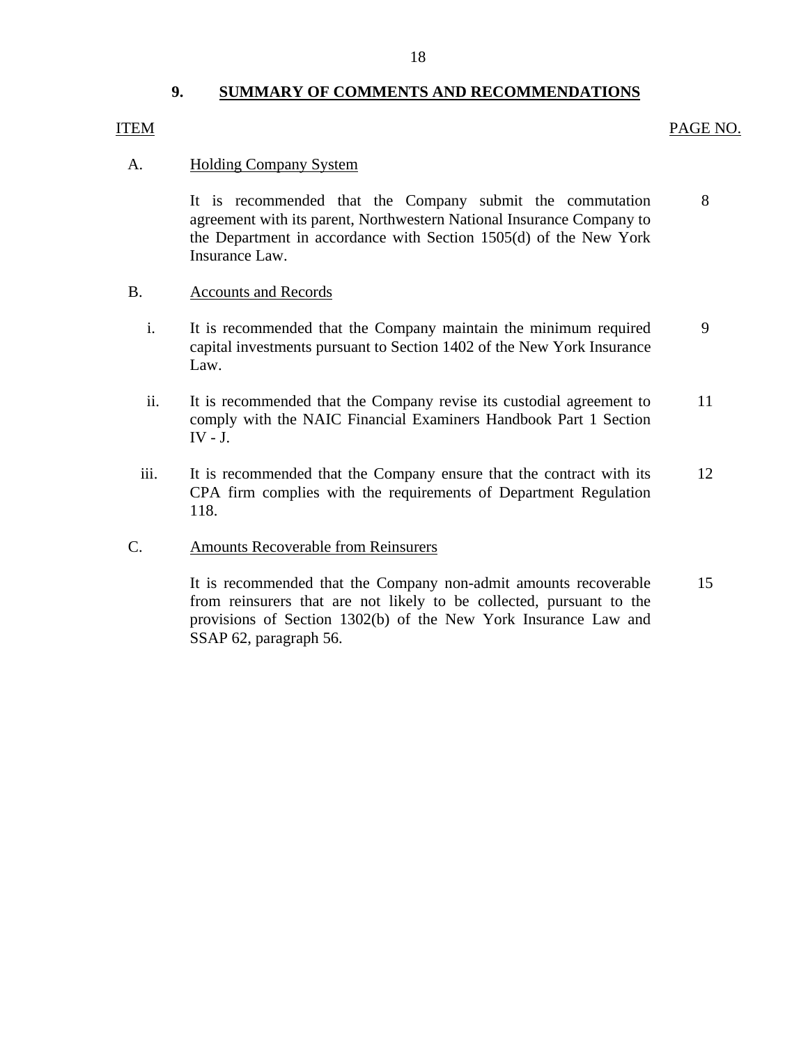## 9. SUMMARY OF COMMENTS AND RECOMMENDATIONS

| ITEM | | PAGE NO. |
|---|---|---|
| A. | Holding Company System | |
| | It is recommended that the Company submit the commutation agreement with its parent, Northwestern National Insurance Company to the Department in accordance with Section 1505(d) of the New York Insurance Law. | 8 |
| B. | Accounts and Records | |
| i. | It is recommended that the Company maintain the minimum required capital investments pursuant to Section 1402 of the New York Insurance Law. | 9 |
| ii. | It is recommended that the Company revise its custodial agreement to comply with the NAIC Financial Examiners Handbook Part 1 Section IV - J. | 11 |
| iii. | It is recommended that the Company ensure that the contract with its CPA firm complies with the requirements of Department Regulation 118. | 12 |
| C. | Amounts Recoverable from Reinsurers | |
| | It is recommended that the Company non-admit amounts recoverable from reinsurers that are not likely to be collected, pursuant to the provisions of Section 1302(b) of the New York Insurance Law and SSAP 62, paragraph 56. | 15 |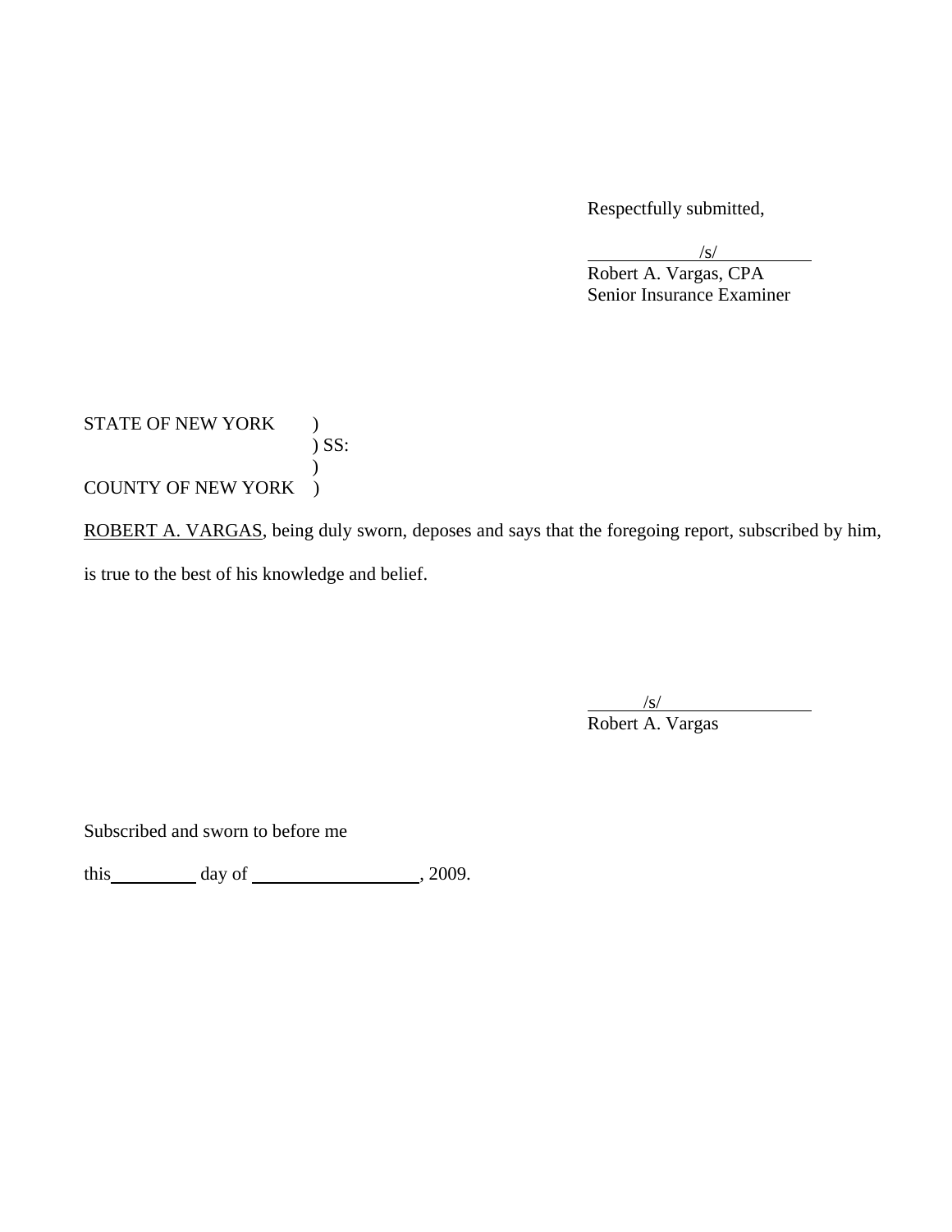Respectfully submitted,

/s/
Robert A. Vargas, CPA
Senior Insurance Examiner

STATE OF NEW YORK )
) SS:
)
COUNTY OF NEW YORK )

ROBERT A. VARGAS, being duly sworn, deposes and says that the foregoing report, subscribed by him, is true to the best of his knowledge and belief.

/s/
Robert A. Vargas

Subscribed and sworn to before me

this__________ day of ____________________, 2009.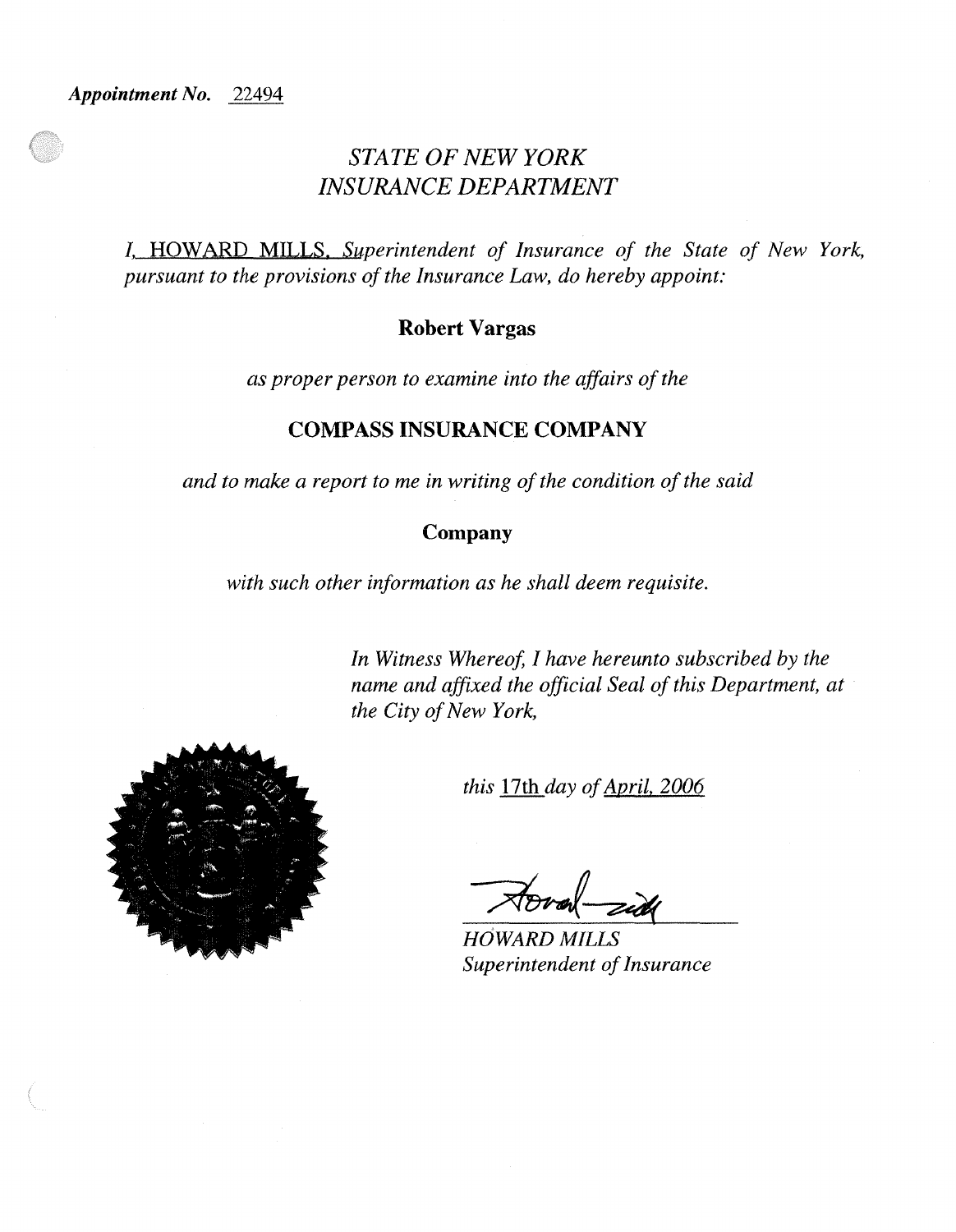***Appointment No.*** 22494

# *STATE OF NEW YORK*
# *INSURANCE DEPARTMENT*

*I,* HOWARD MILLS, *Superintendent of Insurance of the State of New York, pursuant to the provisions of the Insurance Law, do hereby appoint:*

**Robert Vargas**

*as proper person to examine into the affairs of the*

**COMPASS INSURANCE COMPANY**

*and to make a report to me in writing of the condition of the said*

**Company**

*with such other information as he shall deem requisite.*

*In Witness Whereof, I have hereunto subscribed by the name and affixed the official Seal of this Department, at the City of New York,*

*this* 17th *day of* *April, 2006*

*HOWARD MILLS*
*Superintendent of Insurance*